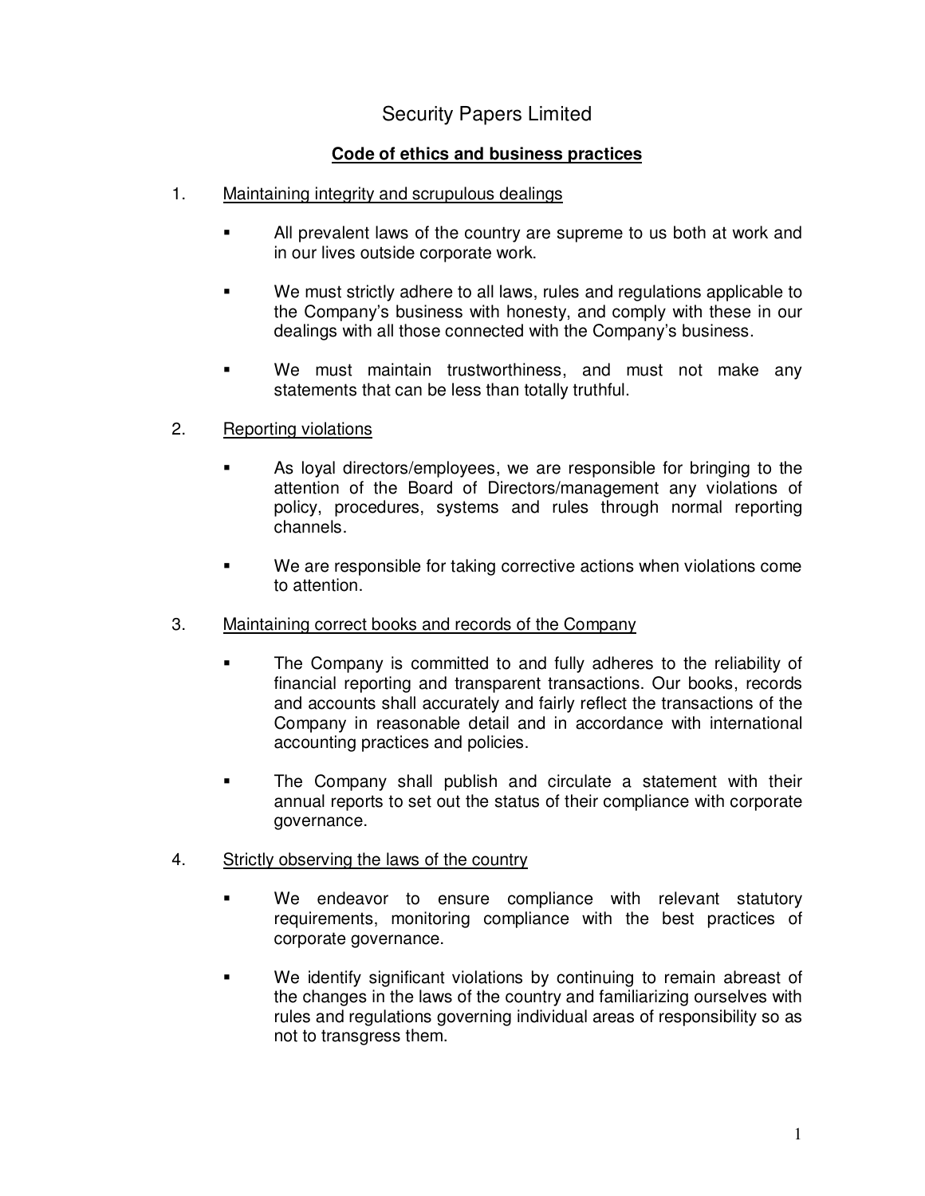# Security Papers Limited

## Code of ethics and business practices

1. Maintaining integrity and scrupulous dealings

   - All prevalent laws of the country are supreme to us both at work and in our lives outside corporate work.

   - We must strictly adhere to all laws, rules and regulations applicable to the Company's business with honesty, and comply with these in our dealings with all those connected with the Company's business.

   - We must maintain trustworthiness, and must not make any statements that can be less than totally truthful.

2. Reporting violations

   - As loyal directors/employees, we are responsible for bringing to the attention of the Board of Directors/management any violations of policy, procedures, systems and rules through normal reporting channels.

   - We are responsible for taking corrective actions when violations come to attention.

3. Maintaining correct books and records of the Company

   - The Company is committed to and fully adheres to the reliability of financial reporting and transparent transactions. Our books, records and accounts shall accurately and fairly reflect the transactions of the Company in reasonable detail and in accordance with international accounting practices and policies.

   - The Company shall publish and circulate a statement with their annual reports to set out the status of their compliance with corporate governance.

4. Strictly observing the laws of the country

   - We endeavor to ensure compliance with relevant statutory requirements, monitoring compliance with the best practices of corporate governance.

   - We identify significant violations by continuing to remain abreast of the changes in the laws of the country and familiarizing ourselves with rules and regulations governing individual areas of responsibility so as not to transgress them.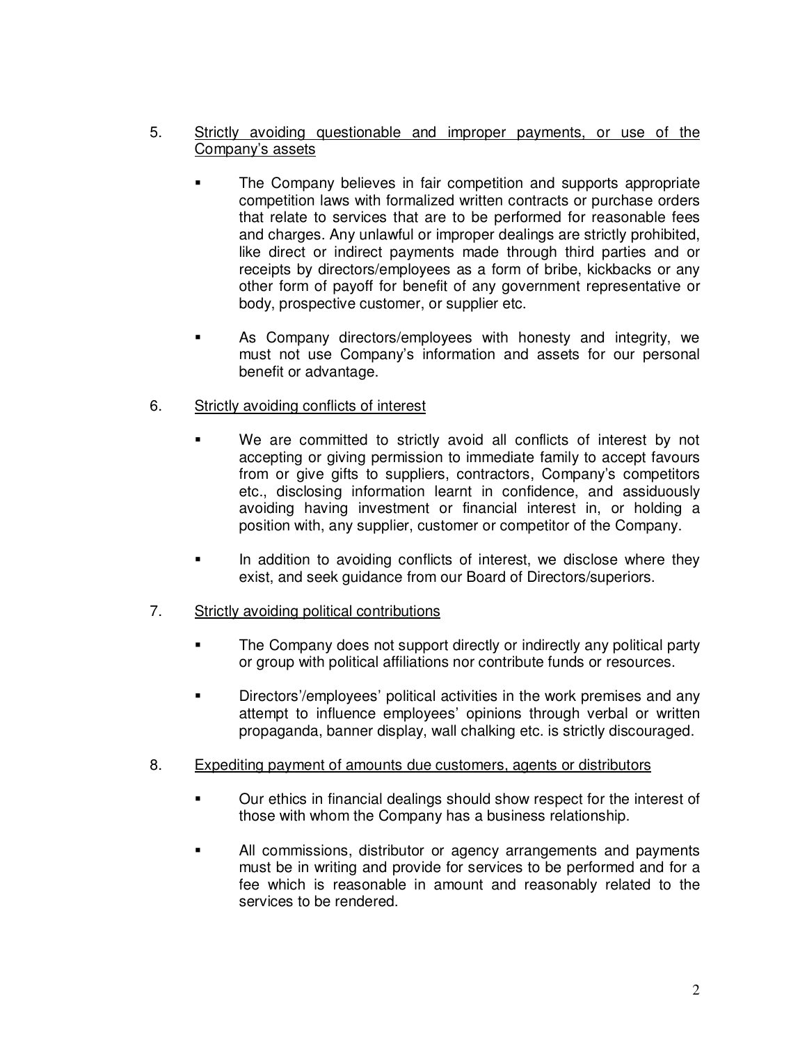5. Strictly avoiding questionable and improper payments, or use of the Company's assets

   - The Company believes in fair competition and supports appropriate competition laws with formalized written contracts or purchase orders that relate to services that are to be performed for reasonable fees and charges. Any unlawful or improper dealings are strictly prohibited, like direct or indirect payments made through third parties and or receipts by directors/employees as a form of bribe, kickbacks or any other form of payoff for benefit of any government representative or body, prospective customer, or supplier etc.

   - As Company directors/employees with honesty and integrity, we must not use Company's information and assets for our personal benefit or advantage.

6. Strictly avoiding conflicts of interest

   - We are committed to strictly avoid all conflicts of interest by not accepting or giving permission to immediate family to accept favours from or give gifts to suppliers, contractors, Company's competitors etc., disclosing information learnt in confidence, and assiduously avoiding having investment or financial interest in, or holding a position with, any supplier, customer or competitor of the Company.

   - In addition to avoiding conflicts of interest, we disclose where they exist, and seek guidance from our Board of Directors/superiors.

7. Strictly avoiding political contributions

   - The Company does not support directly or indirectly any political party or group with political affiliations nor contribute funds or resources.

   - Directors'/employees' political activities in the work premises and any attempt to influence employees' opinions through verbal or written propaganda, banner display, wall chalking etc. is strictly discouraged.

8. Expediting payment of amounts due customers, agents or distributors

   - Our ethics in financial dealings should show respect for the interest of those with whom the Company has a business relationship.

   - All commissions, distributor or agency arrangements and payments must be in writing and provide for services to be performed and for a fee which is reasonable in amount and reasonably related to the services to be rendered.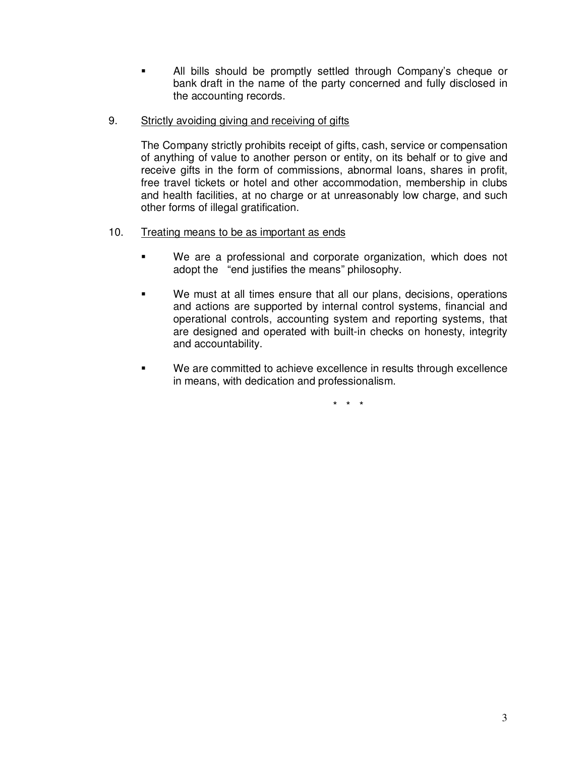- All bills should be promptly settled through Company's cheque or bank draft in the name of the party concerned and fully disclosed in the accounting records.

9. <u>Strictly avoiding giving and receiving of gifts</u>

   The Company strictly prohibits receipt of gifts, cash, service or compensation of anything of value to another person or entity, on its behalf or to give and receive gifts in the form of commissions, abnormal loans, shares in profit, free travel tickets or hotel and other accommodation, membership in clubs and health facilities, at no charge or at unreasonably low charge, and such other forms of illegal gratification.

10. <u>Treating means to be as important as ends</u>

   - We are a professional and corporate organization, which does not adopt the "end justifies the means" philosophy.
   - We must at all times ensure that all our plans, decisions, operations and actions are supported by internal control systems, financial and operational controls, accounting system and reporting systems, that are designed and operated with built-in checks on honesty, integrity and accountability.
   - We are committed to achieve excellence in results through excellence in means, with dedication and professionalism.

\* \* \*